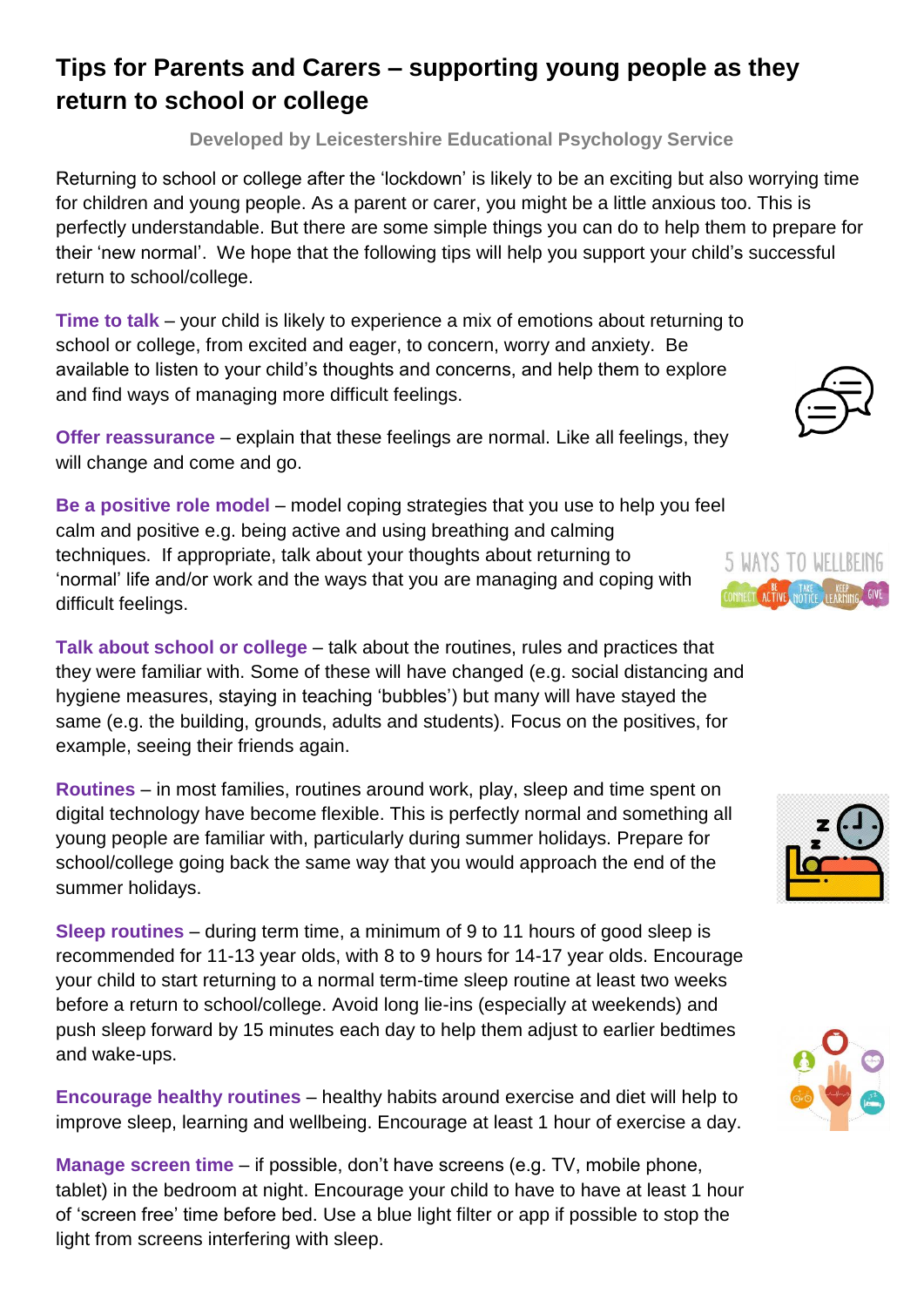# Tips for Parents and Carers – supporting young people as they return to school or college

**Developed by Leicestershire Educational Psychology Service**

Returning to school or college after the 'lockdown' is likely to be an exciting but also worrying time for children and young people. As a parent or carer, you might be a little anxious too. This is perfectly understandable. But there are some simple things you can do to help them to prepare for their 'new normal'. We hope that the following tips will help you support your child's successful return to school/college.

**Time to talk** – your child is likely to experience a mix of emotions about returning to school or college, from excited and eager, to concern, worry and anxiety. Be available to listen to your child's thoughts and concerns, and help them to explore and find ways of managing more difficult feelings.

**Offer reassurance** – explain that these feelings are normal. Like all feelings, they will change and come and go.

**Be a positive role model** – model coping strategies that you use to help you feel calm and positive e.g. being active and using breathing and calming techniques. If appropriate, talk about your thoughts about returning to 'normal' life and/or work and the ways that you are managing and coping with difficult feelings.

**Talk about school or college** – talk about the routines, rules and practices that they were familiar with. Some of these will have changed (e.g. social distancing and hygiene measures, staying in teaching 'bubbles') but many will have stayed the same (e.g. the building, grounds, adults and students). Focus on the positives, for example, seeing their friends again.

**Routines** – in most families, routines around work, play, sleep and time spent on digital technology have become flexible. This is perfectly normal and something all young people are familiar with, particularly during summer holidays. Prepare for school/college going back the same way that you would approach the end of the summer holidays.

**Sleep routines** – during term time, a minimum of 9 to 11 hours of good sleep is recommended for 11-13 year olds, with 8 to 9 hours for 14-17 year olds. Encourage your child to start returning to a normal term-time sleep routine at least two weeks before a return to school/college. Avoid long lie-ins (especially at weekends) and push sleep forward by 15 minutes each day to help them adjust to earlier bedtimes and wake-ups.

**Encourage healthy routines** – healthy habits around exercise and diet will help to improve sleep, learning and wellbeing. Encourage at least 1 hour of exercise a day.

**Manage screen time** – if possible, don't have screens (e.g. TV, mobile phone, tablet) in the bedroom at night. Encourage your child to have to have at least 1 hour of 'screen free' time before bed. Use a blue light filter or app if possible to stop the light from screens interfering with sleep.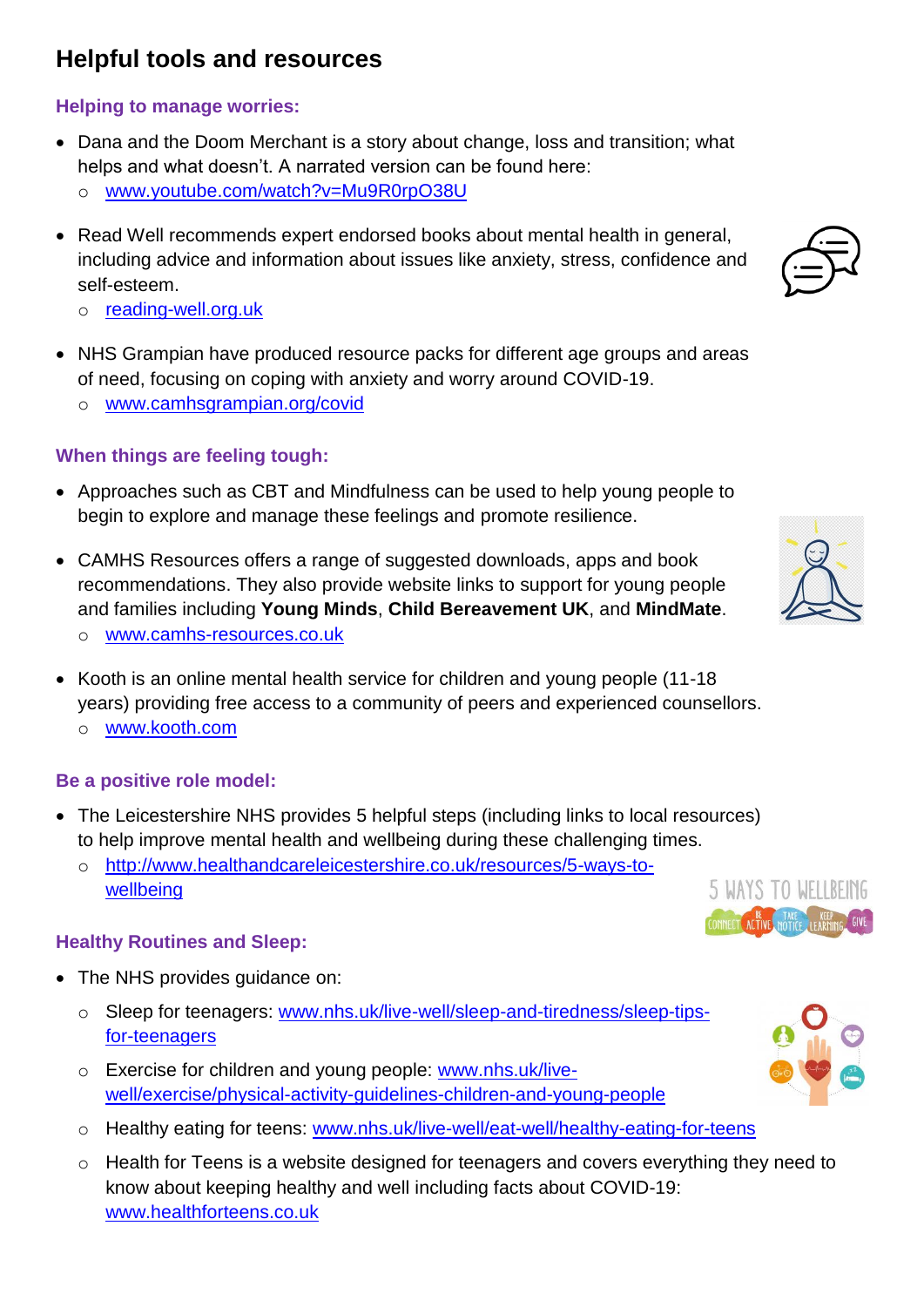# Helpful tools and resources

### Helping to manage worries:

- Dana and the Doom Merchant is a story about change, loss and transition; what helps and what doesn't. A narrated version can be found here:
  - www.youtube.com/watch?v=Mu9R0rpO38U
- Read Well recommends expert endorsed books about mental health in general, including advice and information about issues like anxiety, stress, confidence and self-esteem.
  - reading-well.org.uk
- NHS Grampian have produced resource packs for different age groups and areas of need, focusing on coping with anxiety and worry around COVID-19.
  - www.camhsgrampian.org/covid

### When things are feeling tough:

- Approaches such as CBT and Mindfulness can be used to help young people to begin to explore and manage these feelings and promote resilience.
- CAMHS Resources offers a range of suggested downloads, apps and book recommendations. They also provide website links to support for young people and families including **Young Minds**, **Child Bereavement UK**, and **MindMate**.
  - www.camhs-resources.co.uk
- Kooth is an online mental health service for children and young people (11-18 years) providing free access to a community of peers and experienced counsellors.
  - www.kooth.com

### Be a positive role model:

- The Leicestershire NHS provides 5 helpful steps (including links to local resources) to help improve mental health and wellbeing during these challenging times.
  - http://www.healthandcareleicestershire.co.uk/resources/5-ways-to-wellbeing

### Healthy Routines and Sleep:

- The NHS provides guidance on:
  - Sleep for teenagers: www.nhs.uk/live-well/sleep-and-tiredness/sleep-tips-for-teenagers
  - Exercise for children and young people: www.nhs.uk/live-well/exercise/physical-activity-guidelines-children-and-young-people
  - Healthy eating for teens: www.nhs.uk/live-well/eat-well/healthy-eating-for-teens
  - Health for Teens is a website designed for teenagers and covers everything they need to know about keeping healthy and well including facts about COVID-19: www.healthforteens.co.uk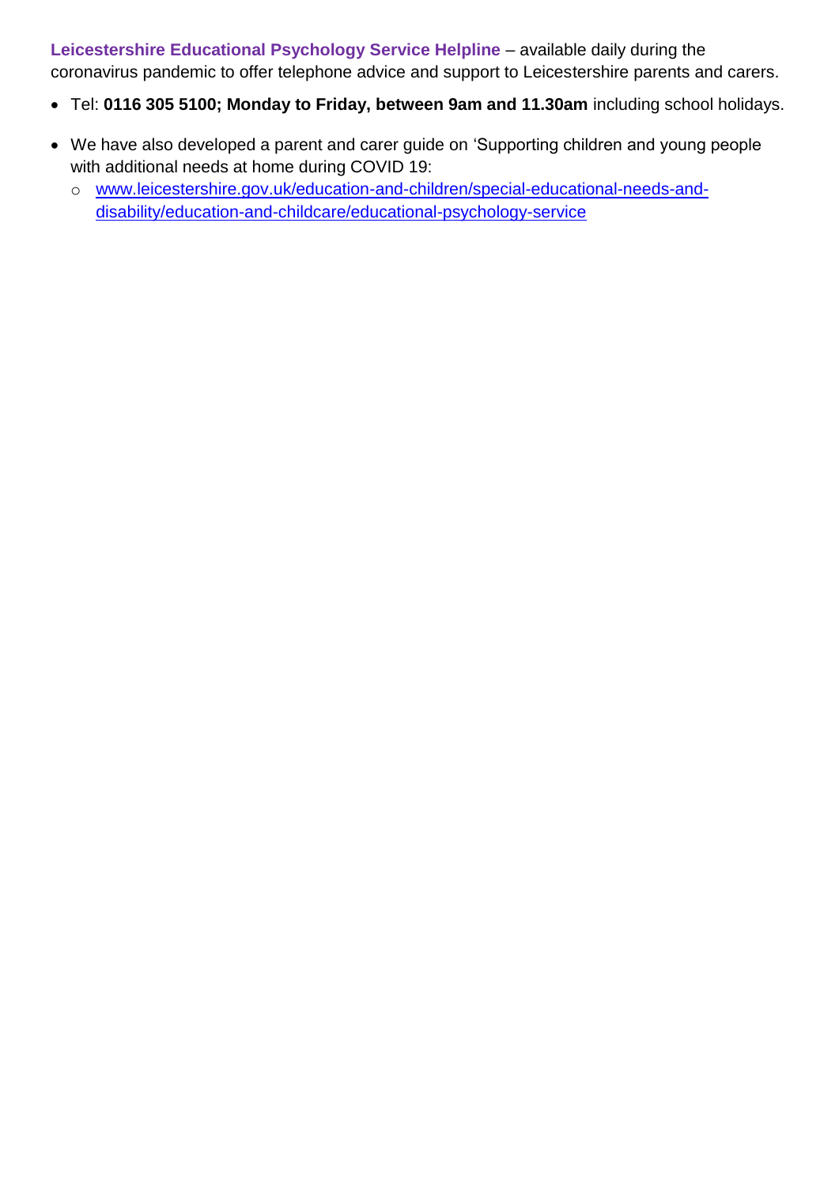**Leicestershire Educational Psychology Service Helpline** – available daily during the coronavirus pandemic to offer telephone advice and support to Leicestershire parents and carers.

- Tel: **0116 305 5100; Monday to Friday, between 9am and 11.30am** including school holidays.
- We have also developed a parent and carer guide on 'Supporting children and young people with additional needs at home during COVID 19:
  - [www.leicestershire.gov.uk/education-and-children/special-educational-needs-and-disability/education-and-childcare/educational-psychology-service](www.leicestershire.gov.uk/education-and-children/special-educational-needs-and-disability/education-and-childcare/educational-psychology-service)